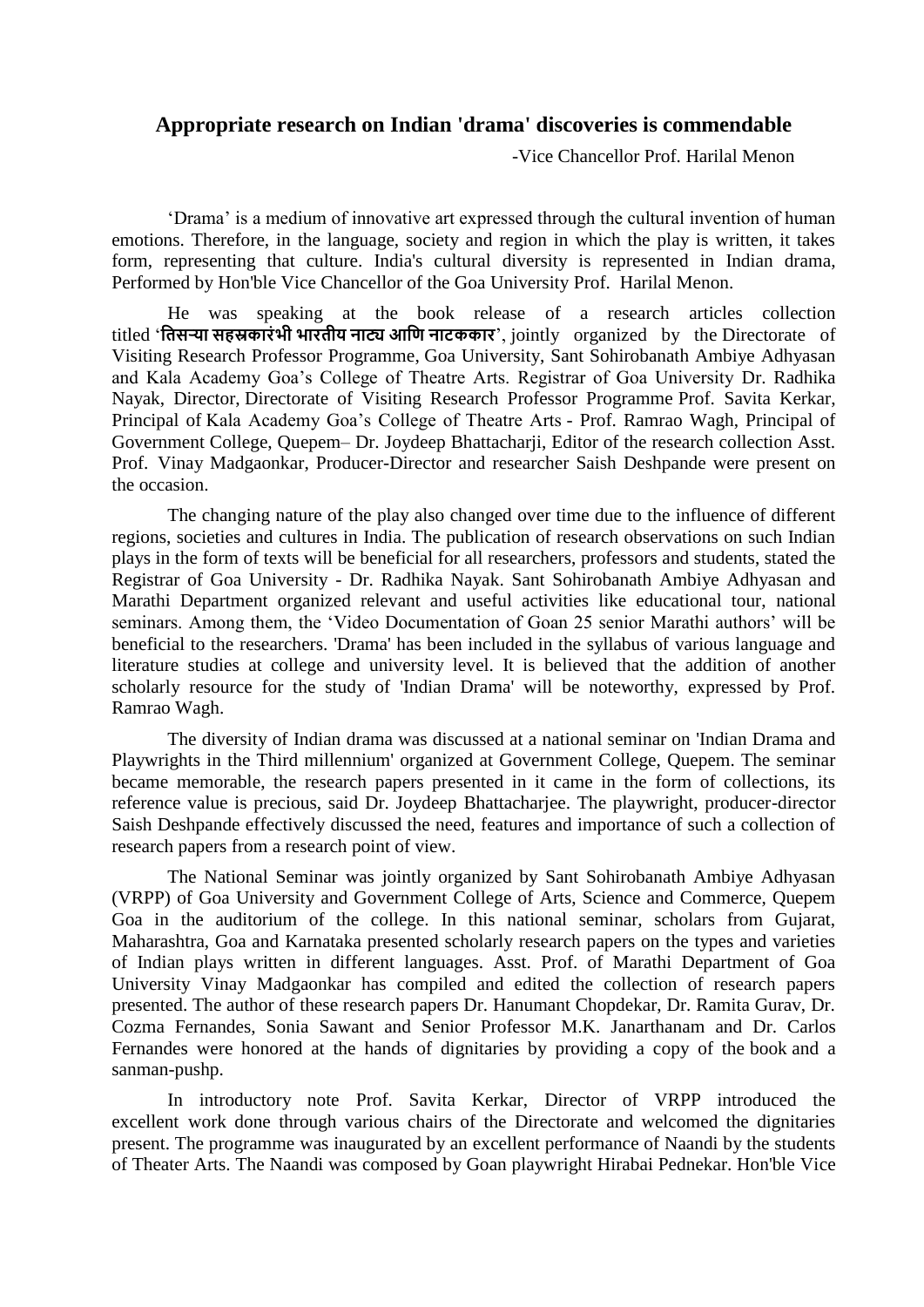## Appropriate research on Indian 'drama' discoveries is commendable

-Vice Chancellor Prof. Harilal Menon

'Drama' is a medium of innovative art expressed through the cultural invention of human emotions. Therefore, in the language, society and region in which the play is written, it takes form, representing that culture. India's cultural diversity is represented in Indian drama, Performed by Hon'ble Vice Chancellor of the Goa University Prof. Harilal Menon.

He was speaking at the book release of a research articles collection titled '**तिसऱ्या सहस्रकारंभी भारतीय नाट्य आणि नाटककार**', jointly organized by the Directorate of Visiting Research Professor Programme, Goa University, Sant Sohirobanath Ambiye Adhyasan and Kala Academy Goa's College of Theatre Arts. Registrar of Goa University Dr. Radhika Nayak, Director, Directorate of Visiting Research Professor Programme Prof. Savita Kerkar, Principal of Kala Academy Goa's College of Theatre Arts - Prof. Ramrao Wagh, Principal of Government College, Quepem– Dr. Joydeep Bhattacharji, Editor of the research collection Asst. Prof. Vinay Madgaonkar, Producer-Director and researcher Saish Deshpande were present on the occasion.

The changing nature of the play also changed over time due to the influence of different regions, societies and cultures in India. The publication of research observations on such Indian plays in the form of texts will be beneficial for all researchers, professors and students, stated the Registrar of Goa University - Dr. Radhika Nayak. Sant Sohirobanath Ambiye Adhyasan and Marathi Department organized relevant and useful activities like educational tour, national seminars. Among them, the 'Video Documentation of Goan 25 senior Marathi authors' will be beneficial to the researchers. 'Drama' has been included in the syllabus of various language and literature studies at college and university level. It is believed that the addition of another scholarly resource for the study of 'Indian Drama' will be noteworthy, expressed by Prof. Ramrao Wagh.

The diversity of Indian drama was discussed at a national seminar on 'Indian Drama and Playwrights in the Third millennium' organized at Government College, Quepem. The seminar became memorable, the research papers presented in it came in the form of collections, its reference value is precious, said Dr. Joydeep Bhattacharjee. The playwright, producer-director Saish Deshpande effectively discussed the need, features and importance of such a collection of research papers from a research point of view.

The National Seminar was jointly organized by Sant Sohirobanath Ambiye Adhyasan (VRPP) of Goa University and Government College of Arts, Science and Commerce, Quepem Goa in the auditorium of the college. In this national seminar, scholars from Gujarat, Maharashtra, Goa and Karnataka presented scholarly research papers on the types and varieties of Indian plays written in different languages. Asst. Prof. of Marathi Department of Goa University Vinay Madgaonkar has compiled and edited the collection of research papers presented. The author of these research papers Dr. Hanumant Chopdekar, Dr. Ramita Gurav, Dr. Cozma Fernandes, Sonia Sawant and Senior Professor M.K. Janarthanam and Dr. Carlos Fernandes were honored at the hands of dignitaries by providing a copy of the book and a sanman-pushp.

In introductory note Prof. Savita Kerkar, Director of VRPP introduced the excellent work done through various chairs of the Directorate and welcomed the dignitaries present. The programme was inaugurated by an excellent performance of Naandi by the students of Theater Arts. The Naandi was composed by Goan playwright Hirabai Pednekar. Hon'ble Vice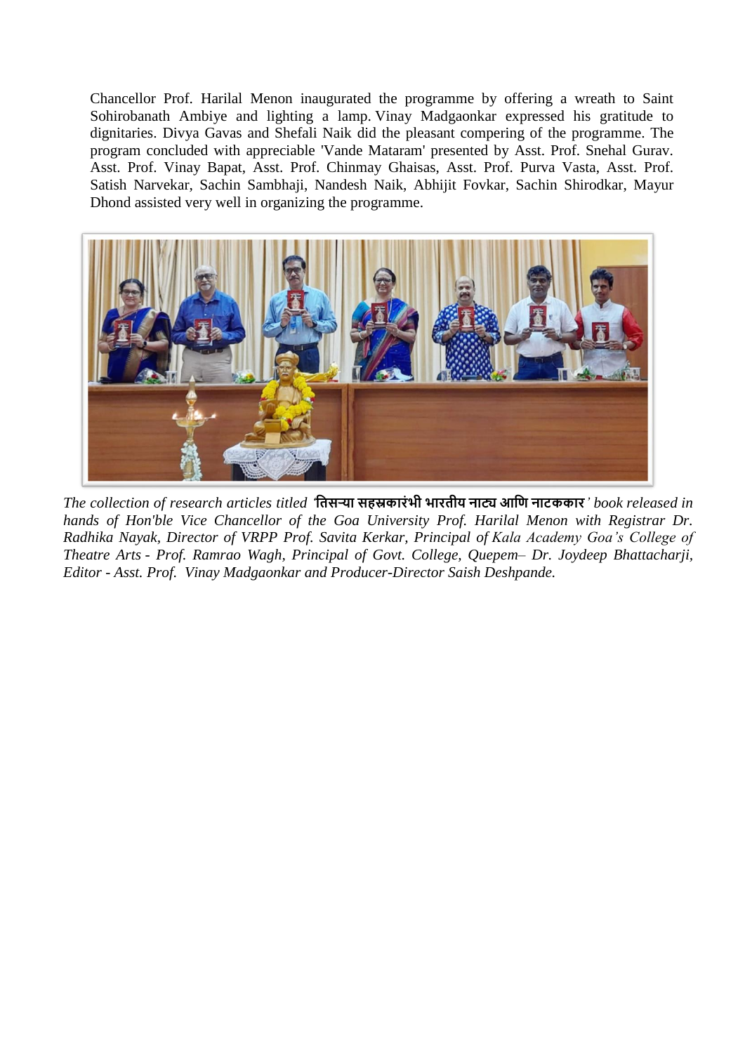Chancellor Prof. Harilal Menon inaugurated the programme by offering a wreath to Saint Sohirobanath Ambiye and lighting a lamp. Vinay Madgaonkar expressed his gratitude to dignitaries. Divya Gavas and Shefali Naik did the pleasant compering of the programme. The program concluded with appreciable 'Vande Mataram' presented by Asst. Prof. Snehal Gurav. Asst. Prof. Vinay Bapat, Asst. Prof. Chinmay Ghaisas, Asst. Prof. Purva Vasta, Asst. Prof. Satish Narvekar, Sachin Sambhaji, Nandesh Naik, Abhijit Fovkar, Sachin Shirodkar, Mayur Dhond assisted very well in organizing the programme.

*The collection of research articles titled '**तिसऱ्या सहस्रकारंभी भारतीय नाट्य आणि नाटककार**' book released in hands of Hon'ble Vice Chancellor of the Goa University Prof. Harilal Menon with Registrar Dr. Radhika Nayak, Director of VRPP Prof. Savita Kerkar, Principal of Kala Academy Goa's College of Theatre Arts - Prof. Ramrao Wagh, Principal of Govt. College, Quepem– Dr. Joydeep Bhattacharji, Editor - Asst. Prof. Vinay Madgaonkar and Producer-Director Saish Deshpande.*